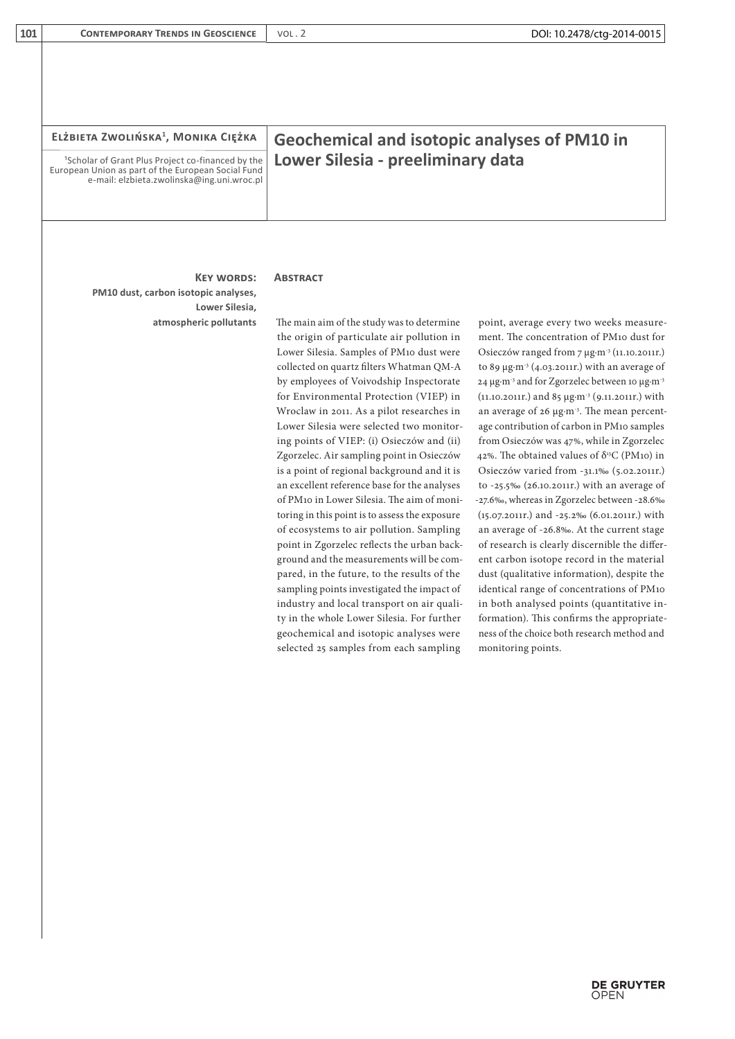**Elżbieta Zwolińska[1], Monika Ciężka**

[1]Scholar of Grant Plus Project co-financed by the European Union as part of the European Social Fund
e-mail: elzbieta.zwolinska@ing.uni.wroc.pl

# Geochemical and isotopic analyses of PM10 in Lower Silesia - preeliminary data

**Key words:**
PM10 dust, carbon isotopic analyses, Lower Silesia, atmospheric pollutants

## Abstract

The main aim of the study was to determine the origin of particulate air pollution in Lower Silesia. Samples of PM10 dust were collected on quartz filters Whatman QM-A by employees of Voivodship Inspectorate for Environmental Protection (VIEP) in Wroclaw in 2011. As a pilot researches in Lower Silesia were selected two monitoring points of VIEP: (i) Osieczów and (ii) Zgorzelec. Air sampling point in Osieczów is a point of regional background and it is an excellent reference base for the analyses of PM10 in Lower Silesia. The aim of monitoring in this point is to assess the exposure of ecosystems to air pollution. Sampling point in Zgorzelec reflects the urban background and the measurements will be compared, in the future, to the results of the sampling points investigated the impact of industry and local transport on air quality in the whole Lower Silesia. For further geochemical and isotopic analyses were selected 25 samples from each sampling point, average every two weeks measurement. The concentration of PM10 dust for Osieczów ranged from 7 μg·m$^{-3}$ (11.10.2011r.) to 89 μg·m$^{-3}$ (4.03.2011r.) with an average of 24 μg·m$^{-3}$ and for Zgorzelec between 10 μg·m$^{-3}$ (11.10.2011r.) and 85 μg·m$^{-3}$ (9.11.2011r.) with an average of 26 μg·m$^{-3}$. The mean percentage contribution of carbon in PM10 samples from Osieczów was 47%, while in Zgorzelec 42%. The obtained values of $\delta^{13}C$ (PM10) in Osieczów varied from -31.1‰ (5.02.2011r.) to -25.5‰ (26.10.2011r.) with an average of -27.6‰, whereas in Zgorzelec between -28.6‰ (15.07.2011r.) and -25.2‰ (6.01.2011r.) with an average of -26.8‰. At the current stage of research is clearly discernible the different carbon isotope record in the material dust (qualitative information), despite the identical range of concentrations of PM10 in both analysed points (quantitative information). This confirms the appropriateness of the choice both research method and monitoring points.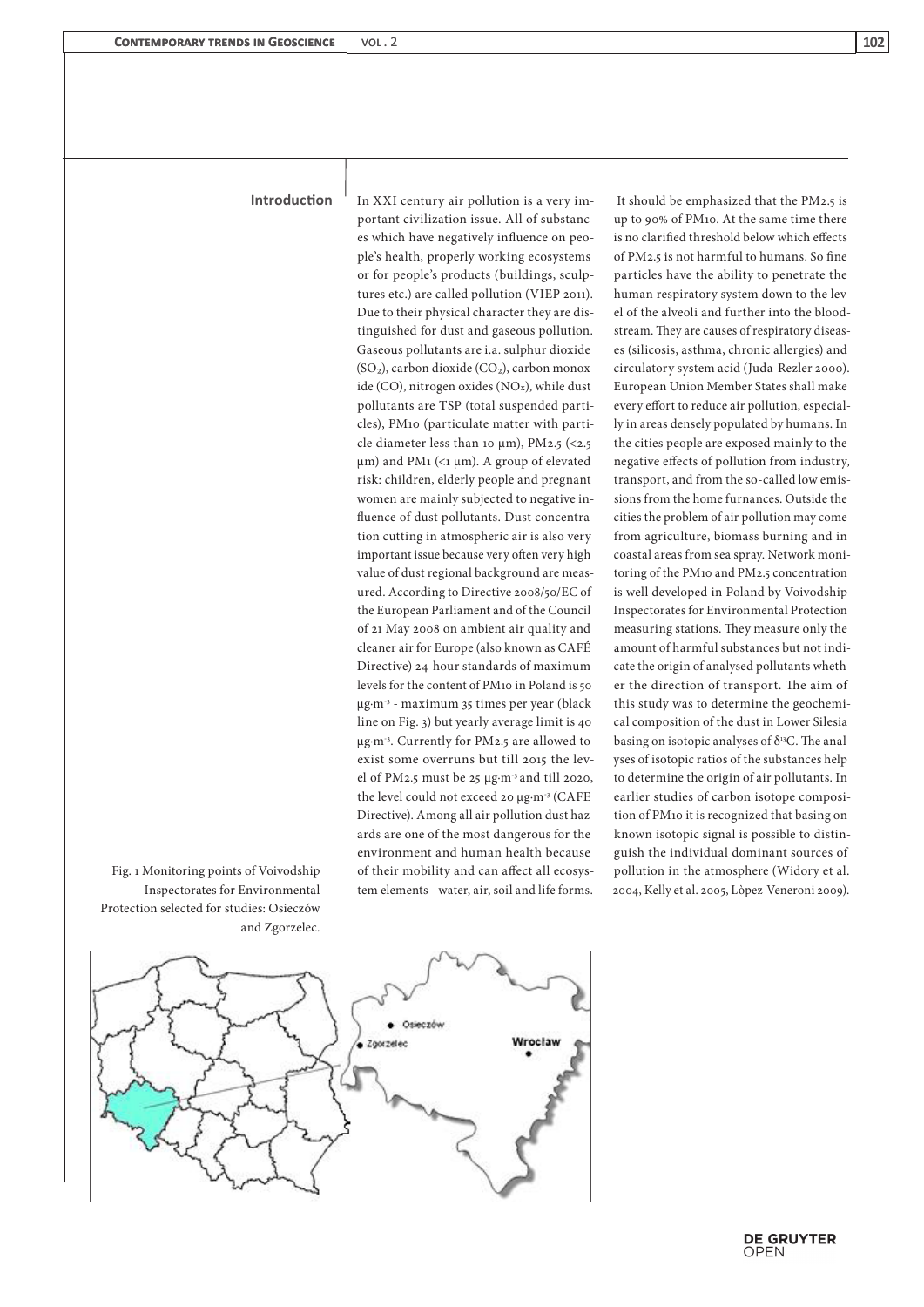## Introduction

In XXI century air pollution is a very important civilization issue. All of substances which have negatively influence on people's health, properly working ecosystems or for people's products (buildings, sculptures etc.) are called pollution (VIEP 2011). Due to their physical character they are distinguished for dust and gaseous pollution. Gaseous pollutants are i.a. sulphur dioxide ($SO_2$), carbon dioxide ($CO_2$), carbon monoxide (CO), nitrogen oxides ($NO_x$), while dust pollutants are TSP (total suspended particles), PM10 (particulate matter with particle diameter less than 10 µm), PM2.5 (<2.5 µm) and PM1 (<1 µm). A group of elevated risk: children, elderly people and pregnant women are mainly subjected to negative influence of dust pollutants. Dust concentration cutting in atmospheric air is also very important issue because very often very high value of dust regional background are measured. According to Directive 2008/50/EC of the European Parliament and of the Council of 21 May 2008 on ambient air quality and cleaner air for Europe (also known as CAFÉ Directive) 24-hour standards of maximum levels for the content of PM10 in Poland is 50 $\mu g \cdot m^{-3}$ - maximum 35 times per year (black line on Fig. 3) but yearly average limit is 40 $\mu g \cdot m^{-3}$. Currently for PM2.5 are allowed to exist some overruns but till 2015 the level of PM2.5 must be 25 $\mu g \cdot m^{-3}$ and till 2020, the level could not exceed 20 $\mu g \cdot m^{-3}$ (CAFE Directive). Among all air pollution dust hazards are one of the most dangerous for the environment and human health because of their mobility and can affect all ecosystem elements - water, air, soil and life forms.

It should be emphasized that the PM2.5 is up to 90% of PM10. At the same time there is no clarified threshold below which effects of PM2.5 is not harmful to humans. So fine particles have the ability to penetrate the human respiratory system down to the level of the alveoli and further into the bloodstream. They are causes of respiratory diseases (silicosis, asthma, chronic allergies) and circulatory system acid (Juda-Rezler 2000). European Union Member States shall make every effort to reduce air pollution, especially in areas densely populated by humans. In the cities people are exposed mainly to the negative effects of pollution from industry, transport, and from the so-called low emissions from the home furnances. Outside the cities the problem of air pollution may come from agriculture, biomass burning and in coastal areas from sea spray. Network monitoring of the PM10 and PM2.5 concentration is well developed in Poland by Voivodship Inspectorates for Environmental Protection measuring stations. They measure only the amount of harmful substances but not indicate the origin of analysed pollutants whether the direction of transport. The aim of this study was to determine the geochemical composition of the dust in Lower Silesia basing on isotopic analyses of $\delta^{13}C$. The analyses of isotopic ratios of the substances help to determine the origin of air pollutants. In earlier studies of carbon isotope composition of PM10 it is recognized that basing on known isotopic signal is possible to distinguish the individual dominant sources of pollution in the atmosphere (Widory et al. 2004, Kelly et al. 2005, Lòpez-Veneroni 2009).

Fig. 1 Monitoring points of Voivodship Inspectorates for Environmental Protection selected for studies: Osieczów and Zgorzelec.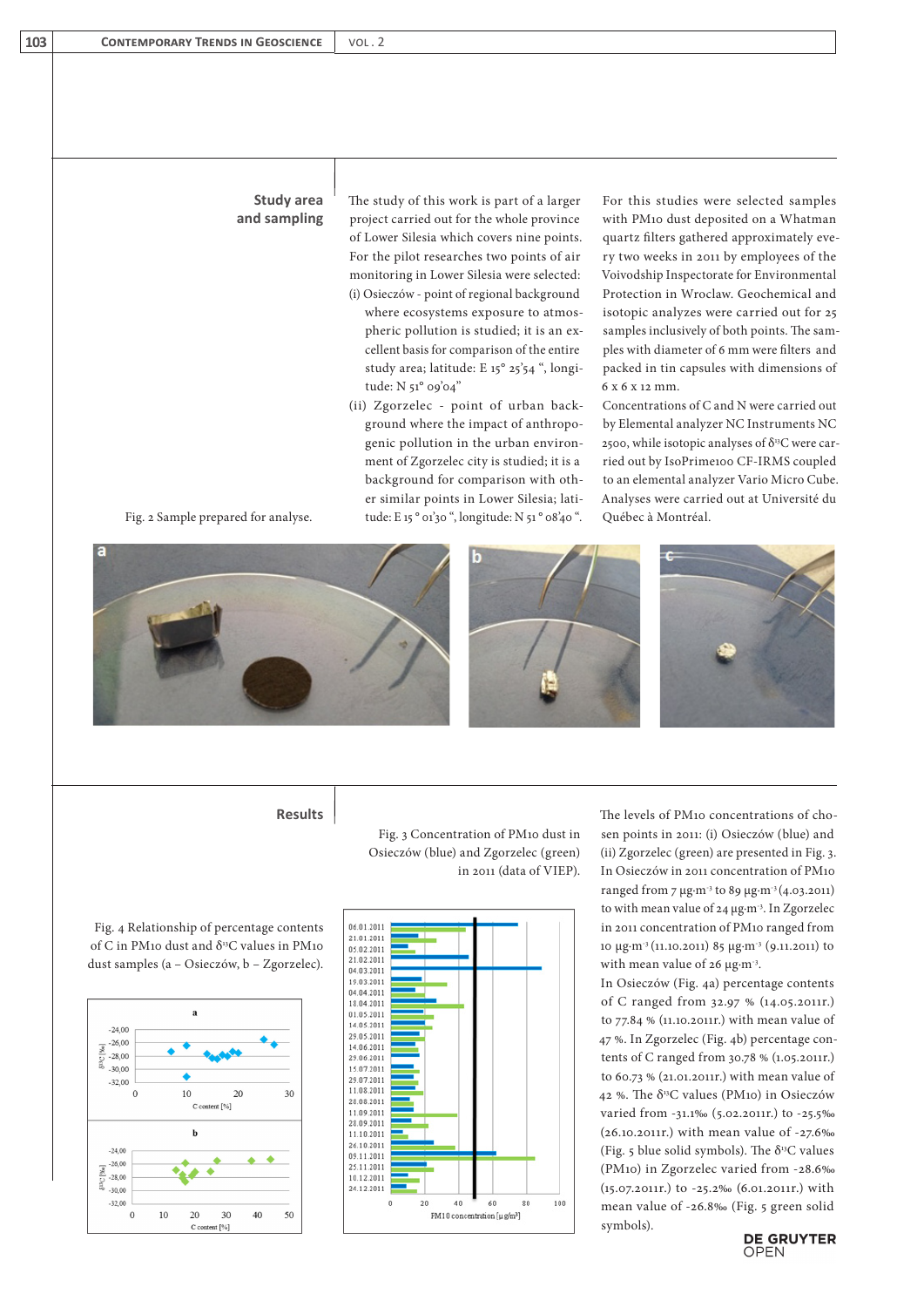## Study area and sampling

The study of this work is part of a larger project carried out for the whole province of Lower Silesia which covers nine points. For the pilot researches two points of air monitoring in Lower Silesia were selected:

(i) Osieczów - point of regional background where ecosystems exposure to atmospheric pollution is studied; it is an excellent basis for comparison of the entire study area; latitude: E 15° 25'54 ", longitude: N 51° 09'04"

(ii) Zgorzelec - point of urban background where the impact of anthropogenic pollution in the urban environment of Zgorzelec city is studied; it is a background for comparison with other similar points in Lower Silesia; latitude: E 15 ° 01'30 ", longitude: N 51 ° 08'40 ".

For this studies were selected samples with PM10 dust deposited on a Whatman quartz filters gathered approximately every two weeks in 2011 by employees of the Voivodship Inspectorate for Environmental Protection in Wroclaw. Geochemical and isotopic analyzes were carried out for 25 samples inclusively of both points. The samples with diameter of 6 mm were filters and packed in tin capsules with dimensions of 6 x 6 x 12 mm.

Concentrations of C and N were carried out by Elemental analyzer NC Instruments NC 2500, while isotopic analyses of $\delta^{13}C$ were carried out by IsoPrime100 CF-IRMS coupled to an elemental analyzer Vario Micro Cube. Analyses were carried out at Université du Québec à Montréal.

Fig. 2 Sample prepared for analyse.

## Results

Fig. 3 Concentration of PM10 dust in Osieczów (blue) and Zgorzelec (green) in 2011 (data of VIEP).

Fig. 4 Relationship of percentage contents of C in PM10 dust and $\delta^{13}C$ values in PM10 dust samples (a – Osieczów, b – Zgorzelec).

The levels of PM10 concentrations of chosen points in 2011: (i) Osieczów (blue) and (ii) Zgorzelec (green) are presented in Fig. 3. In Osieczów in 2011 concentration of PM10 ranged from 7 μg·m⁻³ to 89 μg·m⁻³ (4.03.2011) to with mean value of 24 μg·m⁻³. In Zgorzelec in 2011 concentration of PM10 ranged from 10 μg·m⁻³ (11.10.2011) 85 μg·m⁻³ (9.11.2011) to with mean value of 26 μg·m⁻³.

In Osieczów (Fig. 4a) percentage contents of C ranged from 32.97 % (14.05.2011r.) to 77.84 % (11.10.2011r.) with mean value of 47 %. In Zgorzelec (Fig. 4b) percentage contents of C ranged from 30.78 % (1.05.2011r.) to 60.73 % (21.01.2011r.) with mean value of 42 %. The $\delta^{13}C$ values (PM10) in Osieczów varied from -31.1‰ (5.02.2011r.) to -25.5‰ (26.10.2011r.) with mean value of -27.6‰ (Fig. 5 blue solid symbols). The $\delta^{13}C$ values (PM10) in Zgorzelec varied from -28.6‰ (15.07.2011r.) to -25.2‰ (6.01.2011r.) with mean value of -26.8‰ (Fig. 5 green solid symbols).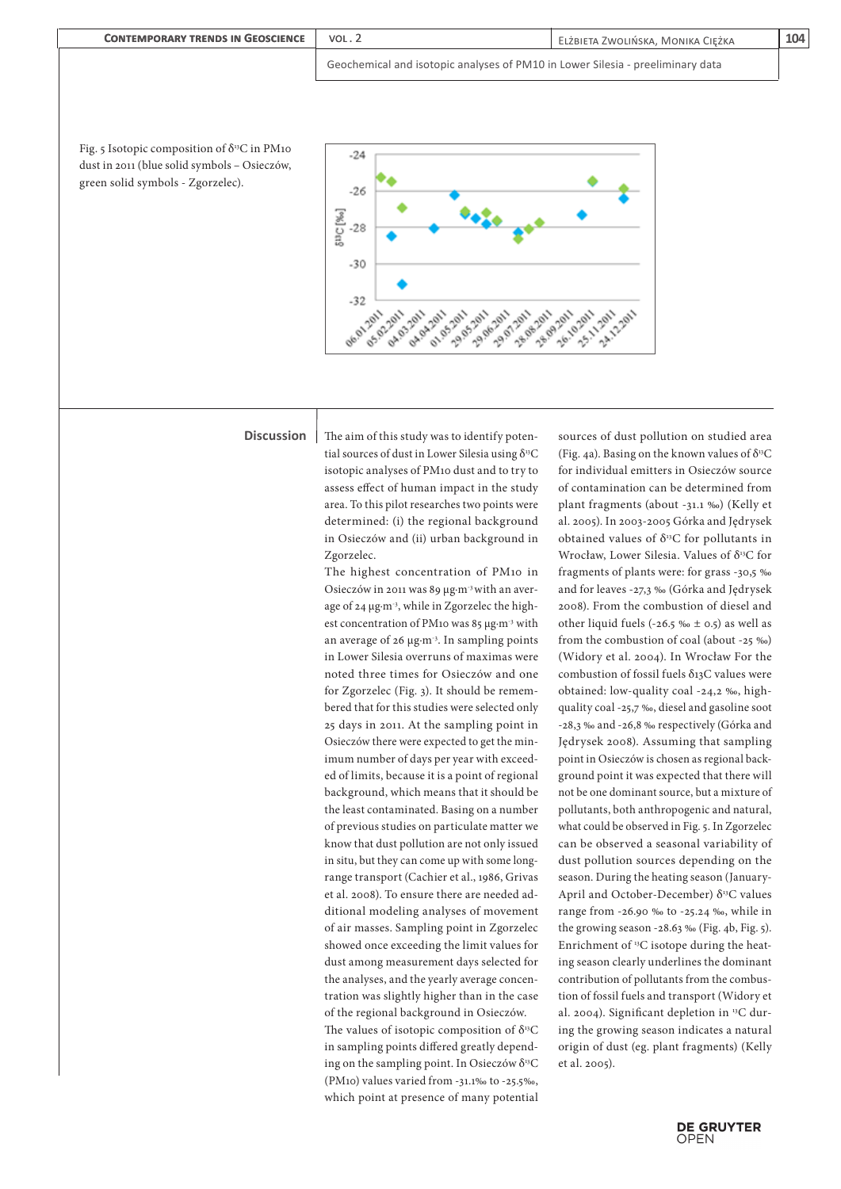Fig. 5 Isotopic composition of $\delta^{13}C$ in PM10 dust in 2011 (blue solid symbols – Osieczów, green solid symbols - Zgorzelec).

## Discussion

The aim of this study was to identify potential sources of dust in Lower Silesia using $\delta^{13}C$ isotopic analyses of PM10 dust and to try to assess effect of human impact in the study area. To this pilot researches two points were determined: (i) the regional background in Osieczów and (ii) urban background in Zgorzelec.

The highest concentration of PM10 in Osieczów in 2011 was 89 μg·m⁻³ with an average of 24 μg·m⁻³, while in Zgorzelec the highest concentration of PM10 was 85 μg·m⁻³ with an average of 26 μg·m⁻³. In sampling points in Lower Silesia overruns of maximas were noted three times for Osieczów and one for Zgorzelec (Fig. 3). It should be remembered that for this studies were selected only 25 days in 2011. At the sampling point in Osieczów there were expected to get the minimum number of days per year with exceeded of limits, because it is a point of regional background, which means that it should be the least contaminated. Basing on a number of previous studies on particulate matter we know that dust pollution are not only issued in situ, but they can come up with some long-range transport (Cachier et al., 1986, Grivas et al. 2008). To ensure there are needed additional modeling analyses of movement of air masses. Sampling point in Zgorzelec showed once exceeding the limit values for dust among measurement days selected for the analyses, and the yearly average concentration was slightly higher than in the case of the regional background in Osieczów.

The values of isotopic composition of $\delta^{13}C$ in sampling points differed greatly depending on the sampling point. In Osieczów $\delta^{13}C$ (PM10) values varied from -31.1‰ to -25.5‰, which point at presence of many potential sources of dust pollution on studied area (Fig. 4a). Basing on the known values of $\delta^{13}C$ for individual emitters in Osieczów source of contamination can be determined from plant fragments (about -31.1 ‰) (Kelly et al. 2005). In 2003-2005 Górka and Jędrysek obtained values of $\delta^{13}C$ for pollutants in Wrocław, Lower Silesia. Values of $\delta^{13}C$ for fragments of plants were: for grass -30,5 ‰ and for leaves -27,3 ‰ (Górka and Jędrysek 2008). From the combustion of diesel and other liquid fuels (-26.5 ‰ ± 0.5) as well as from the combustion of coal (about -25 ‰) (Widory et al. 2004). In Wrocław For the combustion of fossil fuels δ13C values were obtained: low-quality coal -24,2 ‰, high-quality coal -25,7 ‰, diesel and gasoline soot -28,3 ‰ and -26,8 ‰ respectively (Górka and Jędrysek 2008). Assuming that sampling point in Osieczów is chosen as regional background point it was expected that there will not be one dominant source, but a mixture of pollutants, both anthropogenic and natural, what could be observed in Fig. 5. In Zgorzelec can be observed a seasonal variability of dust pollution sources depending on the season. During the heating season (January-April and October-December) $\delta^{13}C$ values range from -26.90 ‰ to -25.24 ‰, while in the growing season -28.63 ‰ (Fig. 4b, Fig. 5). Enrichment of $^{13}C$ isotope during the heating season clearly underlines the dominant contribution of pollutants from the combustion of fossil fuels and transport (Widory et al. 2004). Significant depletion in $^{13}C$ during the growing season indicates a natural origin of dust (eg. plant fragments) (Kelly et al. 2005).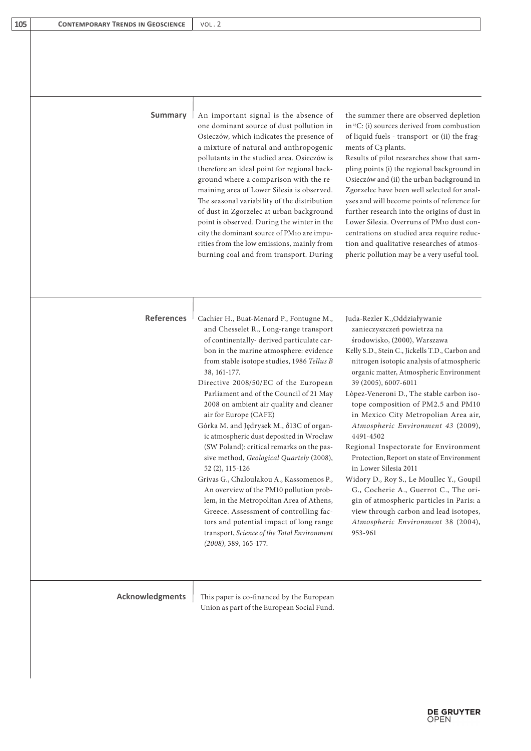## Summary

An important signal is the absence of one dominant source of dust pollution in Osieczów, which indicates the presence of a mixture of natural and anthropogenic pollutants in the studied area. Osieczów is therefore an ideal point for regional background where a comparison with the remaining area of Lower Silesia is observed. The seasonal variability of the distribution of dust in Zgorzelec at urban background point is observed. During the winter in the city the dominant source of $PM_{10}$ are impurities from the low emissions, mainly from burning coal and from transport. During the summer there are observed depletion in $^{13}C$: (i) sources derived from combustion of liquid fuels - transport or (ii) the fragments of $C_3$ plants.

Results of pilot researches show that sampling points (i) the regional background in Osieczów and (ii) the urban background in Zgorzelec have been well selected for analyses and will become points of reference for further research into the origins of dust in Lower Silesia. Overruns of $PM_{10}$ dust concentrations on studied area require reduction and qualitative researches of atmospheric pollution may be a very useful tool.

## References

Cachier H., Buat-Menard P., Fontugne M., and Chesselet R., Long-range transport of continentally- derived particulate carbon in the marine atmosphere: evidence from stable isotope studies, 1986 *Tellus B* 38, 161-177.

Directive 2008/50/EC of the European Parliament and of the Council of 21 May 2008 on ambient air quality and cleaner air for Europe (CAFE)

Górka M. and Jędrysek M., δ13C of organic atmospheric dust deposited in Wrocław (SW Poland): critical remarks on the passive method, *Geological Quartely* (2008), 52 (2), 115-126

Grivas G., Chaloulakou A., Kassomenos P., An overview of the PM10 pollution problem, in the Metropolitan Area of Athens, Greece. Assessment of controlling factors and potential impact of long range transport, *Science of the Total Environment (2008)*, 389, 165-177.

Juda-Rezler K.,Oddziaływanie zanieczyszczeń powietrza na środowisko, (2000), Warszawa

Kelly S.D., Stein C., Jickells T.D., Carbon and nitrogen isotopic analysis of atmospheric organic matter, Atmospheric Environment 39 (2005), 6007-6011

Lòpez-Veneroni D., The stable carbon isotope composition of PM2.5 and PM10 in Mexico City Metropolian Area air, *Atmospheric Environment 43* (2009), 4491-4502

Regional Inspectorate for Environment Protection, Report on state of Environment in Lower Silesia 2011

Widory D., Roy S., Le Moullec Y., Goupil G., Cocherie A., Guerrot C., The origin of atmospheric particles in Paris: a view through carbon and lead isotopes, *Atmospheric Environment* 38 (2004), 953-961

## Acknowledgments

This paper is co-financed by the European Union as part of the European Social Fund.